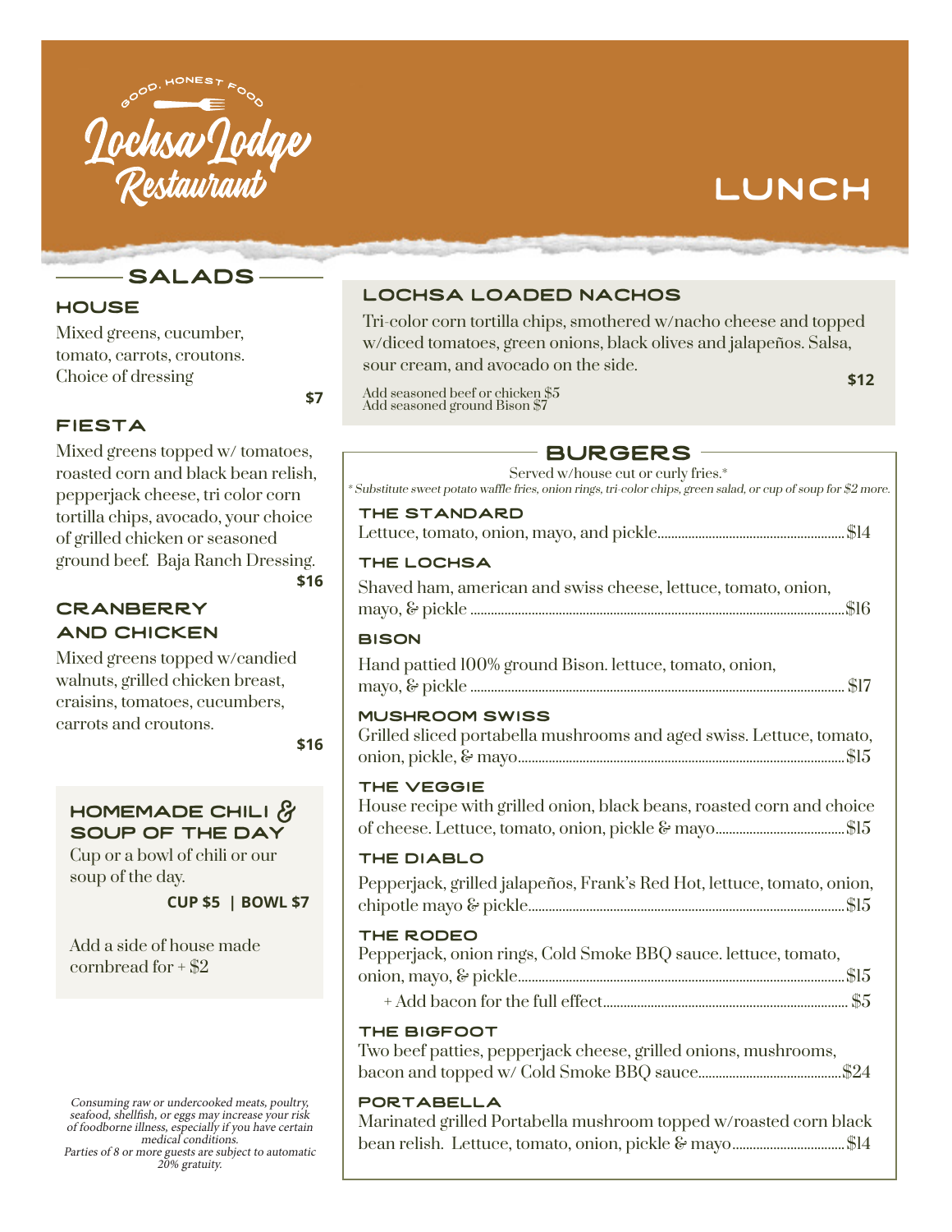GOOD, HONEST FOOD

# Lochsa Lodge Restaurant

# LUNCH

## SALADS

### HOUSE

Mixed greens, cucumber, tomato, carrots, croutons. Choice of dressing

**$7**

### FIESTA

Mixed greens topped w/ tomatoes, roasted corn and black bean relish, pepperjack cheese, tri color corn tortilla chips, avocado, your choice of grilled chicken or seasoned ground beef. Baja Ranch Dressing.

**$16**

### CRANBERRY AND CHICKEN

Mixed greens topped w/candied walnuts, grilled chicken breast, craisins, tomatoes, cucumbers, carrots and croutons.

**$16**

### HOMEMADE CHILI & SOUP OF THE DAY

Cup or a bowl of chili or our soup of the day.

**CUP $5 | BOWL $7**

Add a side of house made cornbread for + $2

*Consuming raw or undercooked meats, poultry, seafood, shellfish, or eggs may increase your risk of foodborne illness, especially if you have certain medical conditions.*
*Parties of 8 or more guests are subject to automatic 20% gratuity.*

## LOCHSA LOADED NACHOS

Tri-color corn tortilla chips, smothered w/nacho cheese and topped w/diced tomatoes, green onions, black olives and jalapeños. Salsa, sour cream, and avocado on the side.

**$12**

Add seasoned beef or chicken $5
Add seasoned ground Bison $7

## BURGERS

Served w/house cut or curly fries.*

*\* Substitute sweet potato waffle fries, onion rings, tri-color chips, green salad, or cup of soup for $2 more.*

### THE STANDARD

Lettuce, tomato, onion, mayo, and pickle....... $14

### THE LOCHSA

Shaved ham, american and swiss cheese, lettuce, tomato, onion, mayo, & pickle....... $16

### BISON

Hand pattied 100% ground Bison. lettuce, tomato, onion, mayo, & pickle....... $17

### MUSHROOM SWISS

Grilled sliced portabella mushrooms and aged swiss. Lettuce, tomato, onion, pickle, & mayo....... $15

### THE VEGGIE

House recipe with grilled onion, black beans, roasted corn and choice of cheese. Lettuce, tomato, onion, pickle & mayo....... $15

### THE DIABLO

Pepperjack, grilled jalapeños, Frank's Red Hot, lettuce, tomato, onion, chipotle mayo & pickle....... $15

### THE RODEO

Pepperjack, onion rings, Cold Smoke BBQ sauce. lettuce, tomato, onion, mayo, & pickle....... $15

+ Add bacon for the full effect....... $5

### THE BIGFOOT

Two beef patties, pepperjack cheese, grilled onions, mushrooms, bacon and topped w/ Cold Smoke BBQ sauce....... $24

### PORTABELLA

Marinated grilled Portabella mushroom topped w/roasted corn black bean relish. Lettuce, tomato, onion, pickle & mayo....... $14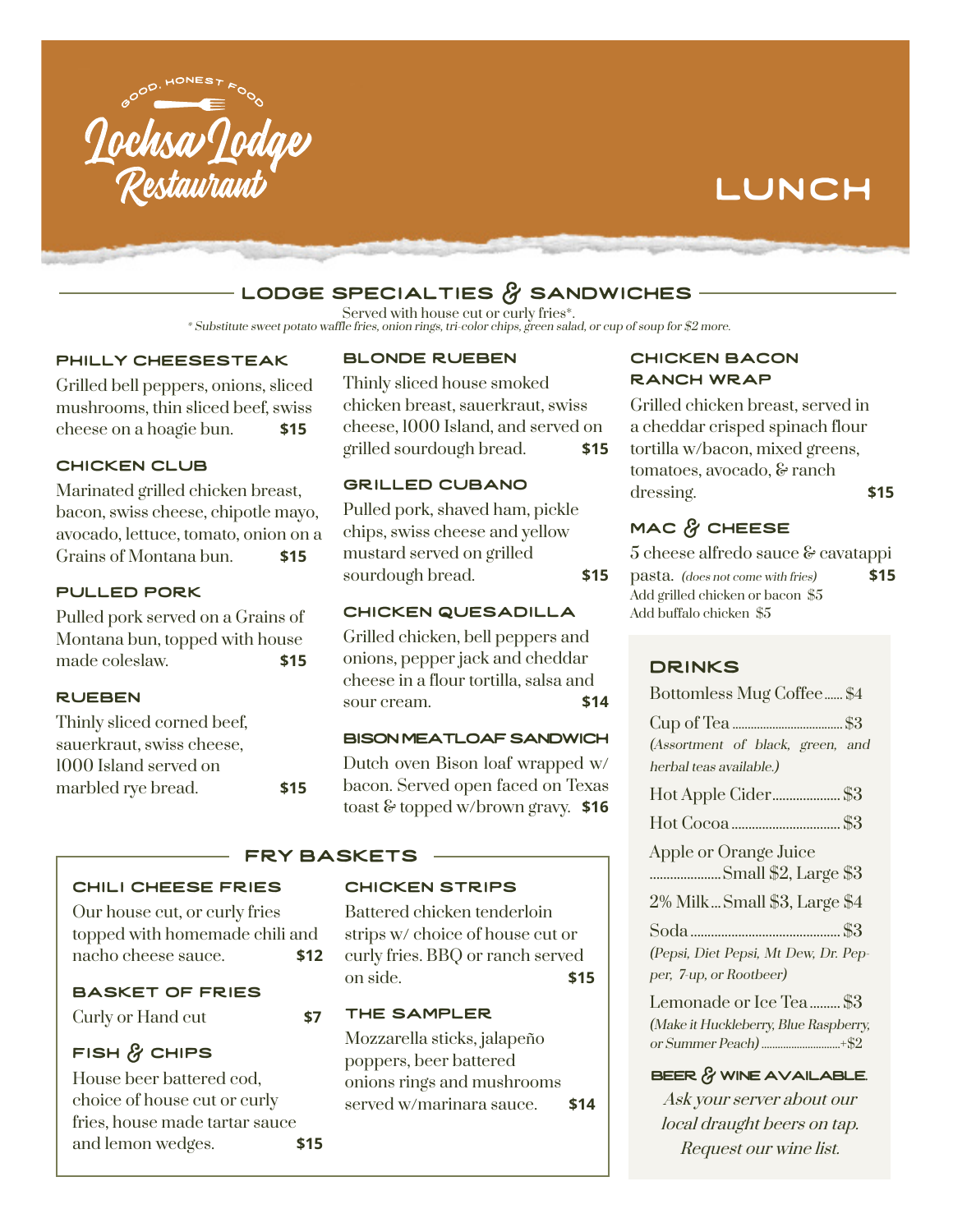GOOD, HONEST FOOD

# Lochsa Lodge Restaurant

# LUNCH

## LODGE SPECIALTIES & SANDWICHES

Served with house cut or curly fries*.

*\* Substitute sweet potato waffle fries, onion rings, tri-color chips, green salad, or cup of soup for $2 more.*

### PHILLY CHEESESTEAK

Grilled bell peppers, onions, sliced mushrooms, thin sliced beef, swiss cheese on a hoagie bun. **$15**

### CHICKEN CLUB

Marinated grilled chicken breast, bacon, swiss cheese, chipotle mayo, avocado, lettuce, tomato, onion on a Grains of Montana bun. **$15**

### PULLED PORK

Pulled pork served on a Grains of Montana bun, topped with house made coleslaw. **$15**

### RUEBEN

Thinly sliced corned beef, sauerkraut, swiss cheese, 1000 Island served on marbled rye bread. **$15**

### BLONDE RUEBEN

Thinly sliced house smoked chicken breast, sauerkraut, swiss cheese, 1000 Island, and served on grilled sourdough bread. **$15**

### GRILLED CUBANO

Pulled pork, shaved ham, pickle chips, swiss cheese and yellow mustard served on grilled sourdough bread. **$15**

### CHICKEN QUESADILLA

Grilled chicken, bell peppers and onions, pepper jack and cheddar cheese in a flour tortilla, salsa and sour cream. **$14**

### BISON MEATLOAF SANDWICH

Dutch oven Bison loaf wrapped w/ bacon. Served open faced on Texas toast & topped w/brown gravy. **$16**

### CHICKEN BACON RANCH WRAP

Grilled chicken breast, served in a cheddar crisped spinach flour tortilla w/bacon, mixed greens, tomatoes, avocado, & ranch dressing. **$15**

### MAC & CHEESE

5 cheese alfredo sauce & cavatappi pasta. *(does not come with fries)* **$15**

Add grilled chicken or bacon $5

Add buffalo chicken $5

## FRY BASKETS

### CHILI CHEESE FRIES

Our house cut, or curly fries topped with homemade chili and nacho cheese sauce. **$12**

### BASKET OF FRIES

Curly or Hand cut **$7**

### FISH & CHIPS

House beer battered cod, choice of house cut or curly fries, house made tartar sauce and lemon wedges. **$15**

### CHICKEN STRIPS

Battered chicken tenderloin strips w/ choice of house cut or curly fries. BBQ or ranch served on side. **$15**

### THE SAMPLER

Mozzarella sticks, jalapeño poppers, beer battered onions rings and mushrooms served w/marinara sauce. **$14**

## DRINKS

Bottomless Mug Coffee...... $4

Cup of Tea...... $3
*(Assortment of black, green, and herbal teas available.)*

Hot Apple Cider...... $3

Hot Cocoa...... $3

Apple or Orange Juice ...... Small $2, Large $3

2% Milk... Small $3, Large $4

Soda...... $3
*(Pepsi, Diet Pepsi, Mt Dew, Dr. Pepper, 7-up, or Rootbeer)*

Lemonade or Ice Tea...... $3
*(Make it Huckleberry, Blue Raspberry, or Summer Peach)*...... +$2

### BEER & WINE AVAILABLE.

*Ask your server about our local draught beers on tap. Request our wine list.*